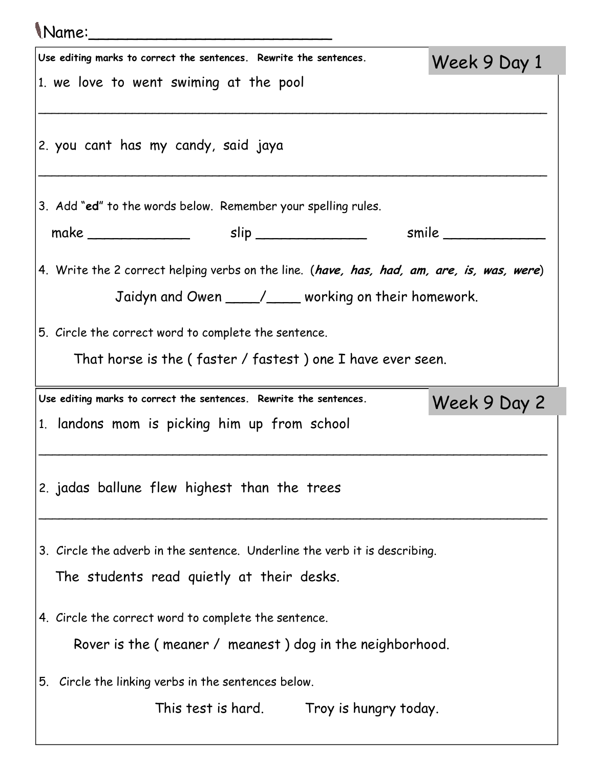Name:_________________________

## Week 9 Day 1

**Use editing marks to correct the sentences. Rewrite the sentences.**

1. we love to went swiming at the pool

_______________________________________________________________

2. you cant has my candy, said jaya

_______________________________________________________________

3. Add "**ed**" to the words below. Remember your spelling rules.

make ____________ slip _____________ smile ____________

4. Write the 2 correct helping verbs on the line. (***have, has, had, am, are, is, was, were***)

Jaidyn and Owen ____/____ working on their homework.

5. Circle the correct word to complete the sentence.

That horse is the ( faster / fastest ) one I have ever seen.

## Week 9 Day 2

**Use editing marks to correct the sentences. Rewrite the sentences.**

1. landons mom is picking him up from school

_______________________________________________________________

2. jadas ballune flew highest than the trees

_______________________________________________________________

3. Circle the adverb in the sentence. Underline the verb it is describing.

The students read quietly at their desks.

4. Circle the correct word to complete the sentence.

Rover is the ( meaner / meanest ) dog in the neighborhood.

5. Circle the linking verbs in the sentences below.

This test is hard. Troy is hungry today.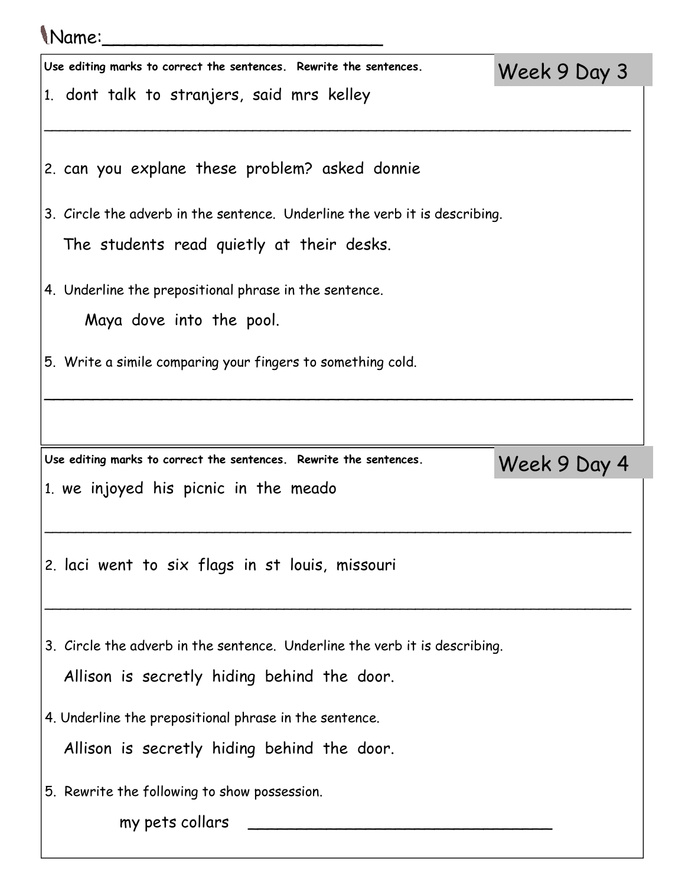Name:_________________________

## Week 9 Day 3

**Use editing marks to correct the sentences. Rewrite the sentences.**

1. dont talk to stranjers, said mrs kelley

_______________________________________________________________

2. can you explain these problem? asked donnie

3. Circle the adverb in the sentence. Underline the verb it is describing.

   The students read quietly at their desks.

4. Underline the prepositional phrase in the sentence.

   Maya dove into the pool.

5. Write a simile comparing your fingers to something cold.

_______________________________________________________________

## Week 9 Day 4

**Use editing marks to correct the sentences. Rewrite the sentences.**

1. we injoyed his picnic in the meado

_______________________________________________________________

2. laci went to six flags in st louis, missouri

_______________________________________________________________

3. Circle the adverb in the sentence. Underline the verb it is describing.

   Allison is secretly hiding behind the door.

4. Underline the prepositional phrase in the sentence.

   Allison is secretly hiding behind the door.

5. Rewrite the following to show possession.

   my pets collars ______________________________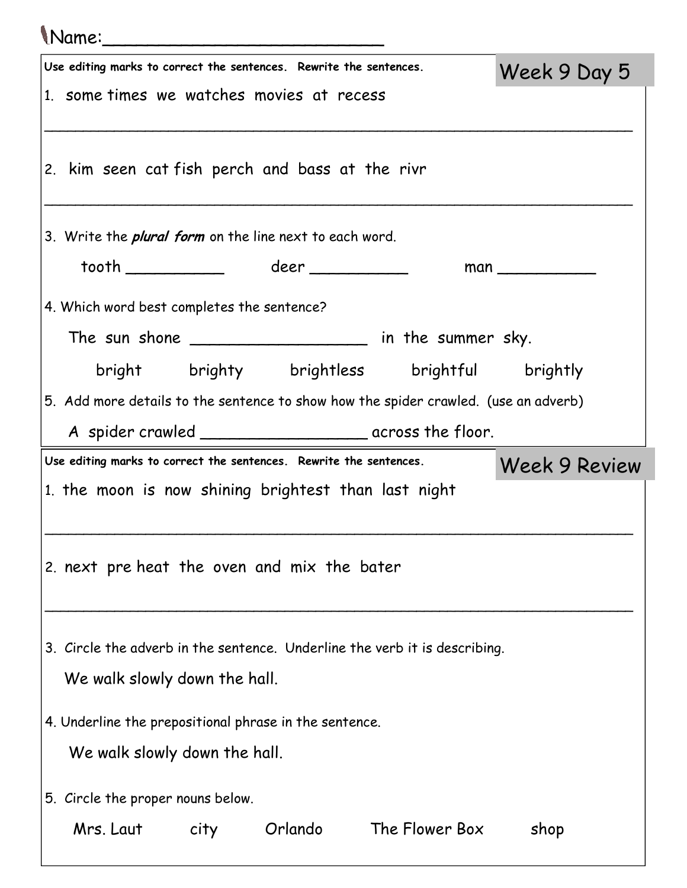Name:_________________________

Use editing marks to correct the sentences. Rewrite the sentences.

## Week 9 Day 5

1. some times we watches movies at recess

_______________________________________________________________

2. kim seen cat fish perch and bass at the rivr

_______________________________________________________________

3. Write the ***plural form*** on the line next to each word.

tooth __________ deer __________ man __________

4. Which word best completes the sentence?

The sun shone _________________ in the summer sky.

bright brighty brightless brightful brightly

5. Add more details to the sentence to show how the spider crawled. (use an adverb)

A spider crawled ________________ across the floor.

Use editing marks to correct the sentences. Rewrite the sentences.

## Week 9 Review

1. the moon is now shining brightest than last night

_______________________________________________________________

2. next pre heat the oven and mix the bater

_______________________________________________________________

3. Circle the adverb in the sentence. Underline the verb it is describing.

We walk slowly down the hall.

4. Underline the prepositional phrase in the sentence.

We walk slowly down the hall.

5. Circle the proper nouns below.

Mrs. Laut city Orlando The Flower Box shop